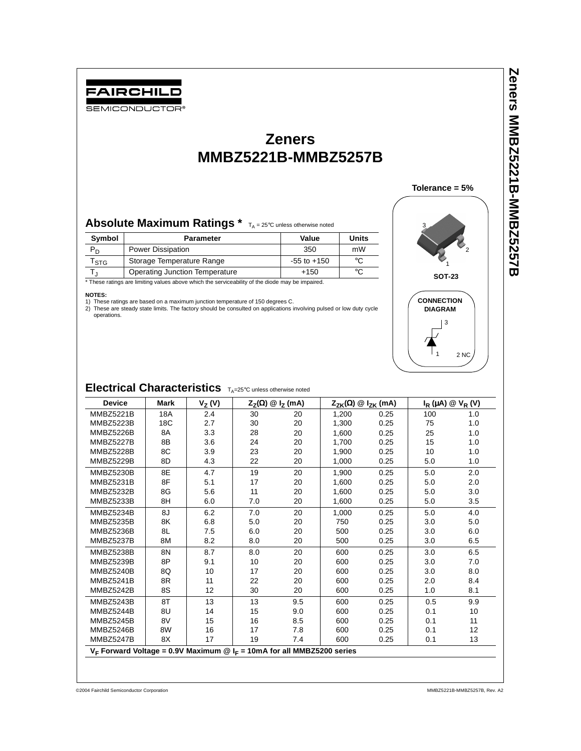FAIRCHILD SEMICONDUCTOR®

# Zeners MMBZ5221B-MMBZ5257B

**Tolerance = 5%**

SOT-23

CONNECTION DIAGRAM

3

1    2 NC

## Absolute Maximum Ratings *  $T_A$ = 25°C unless otherwise noted

| Symbol | Parameter | Value | Units |
|---|---|---|---|
| $P_D$ | Power Dissipation | 350 | mW |
| $T_{STG}$ | Storage Temperature Range | -55 to +150 | °C |
| $T_J$ | Operating Junction Temperature | +150 | °C |

* These ratings are limiting values above which the serviceability of the diode may be impaired.

**NOTES:**
1) These ratings are based on a maximum junction temperature of 150 degrees C.
2) These are steady state limits. The factory should be consulted on applications involving pulsed or low duty cycle operations.

## Electrical Characteristics  $T_A$=25°C unless otherwise noted

| Device | Mark | $V_Z$ (V) | $Z_Z(\Omega)$ @ $I_Z$ (mA) | | $Z_{ZK}(\Omega)$ @ $I_{ZK}$ (mA) | | $I_R$ (µA) @ $V_R$ (V) | |
|---|---|---|---|---|---|---|---|---|
| MMBZ5221B | 18A | 2.4 | 30 | 20 | 1,200 | 0.25 | 100 | 1.0 |
| MMBZ5223B | 18C | 2.7 | 30 | 20 | 1,300 | 0.25 | 75 | 1.0 |
| MMBZ5226B | 8A | 3.3 | 28 | 20 | 1,600 | 0.25 | 25 | 1.0 |
| MMBZ5227B | 8B | 3.6 | 24 | 20 | 1,700 | 0.25 | 15 | 1.0 |
| MMBZ5228B | 8C | 3.9 | 23 | 20 | 1,900 | 0.25 | 10 | 1.0 |
| MMBZ5229B | 8D | 4.3 | 22 | 20 | 1,000 | 0.25 | 5.0 | 1.0 |
| MMBZ5230B | 8E | 4.7 | 19 | 20 | 1,900 | 0.25 | 5.0 | 2.0 |
| MMBZ5231B | 8F | 5.1 | 17 | 20 | 1,600 | 0.25 | 5.0 | 2.0 |
| MMBZ5232B | 8G | 5.6 | 11 | 20 | 1,600 | 0.25 | 5.0 | 3.0 |
| MMBZ5233B | 8H | 6.0 | 7.0 | 20 | 1,600 | 0.25 | 5.0 | 3.5 |
| MMBZ5234B | 8J | 6.2 | 7.0 | 20 | 1,000 | 0.25 | 5.0 | 4.0 |
| MMBZ5235B | 8K | 6.8 | 5.0 | 20 | 750 | 0.25 | 3.0 | 5.0 |
| MMBZ5236B | 8L | 7.5 | 6.0 | 20 | 500 | 0.25 | 3.0 | 6.0 |
| MMBZ5237B | 8M | 8.2 | 8.0 | 20 | 500 | 0.25 | 3.0 | 6.5 |
| MMBZ5238B | 8N | 8.7 | 8.0 | 20 | 600 | 0.25 | 3.0 | 6.5 |
| MMBZ5239B | 8P | 9.1 | 10 | 20 | 600 | 0.25 | 3.0 | 7.0 |
| MMBZ5240B | 8Q | 10 | 17 | 20 | 600 | 0.25 | 3.0 | 8.0 |
| MMBZ5241B | 8R | 11 | 22 | 20 | 600 | 0.25 | 2.0 | 8.4 |
| MMBZ5242B | 8S | 12 | 30 | 20 | 600 | 0.25 | 1.0 | 8.1 |
| MMBZ5243B | 8T | 13 | 13 | 9.5 | 600 | 0.25 | 0.5 | 9.9 |
| MMBZ5244B | 8U | 14 | 15 | 9.0 | 600 | 0.25 | 0.1 | 10 |
| MMBZ5245B | 8V | 15 | 16 | 8.5 | 600 | 0.25 | 0.1 | 11 |
| MMBZ5246B | 8W | 16 | 17 | 7.8 | 600 | 0.25 | 0.1 | 12 |
| MMBZ5247B | 8X | 17 | 19 | 7.4 | 600 | 0.25 | 0.1 | 13 |

**$V_F$ Forward Voltage = 0.9V Maximum @ $I_F$ = 10mA for all MMBZ5200 series**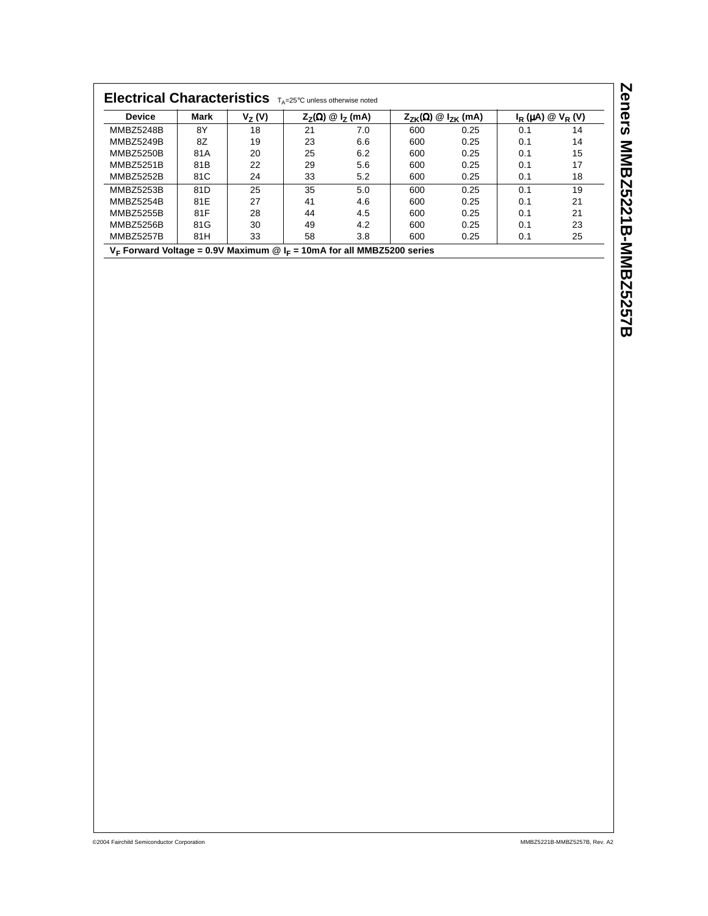## Electrical Characteristics $T_A$=25°C unless otherwise noted

| Device | Mark | $V_Z$ (V) | $Z_Z(\Omega)$ @ $I_Z$ (mA) | | $Z_{ZK}(\Omega)$ @ $I_{ZK}$ (mA) | | $I_R$ (μA) @ $V_R$ (V) | |
|---|---|---|---|---|---|---|---|---|
| MMBZ5248B | 8Y | 18 | 21 | 7.0 | 600 | 0.25 | 0.1 | 14 |
| MMBZ5249B | 8Z | 19 | 23 | 6.6 | 600 | 0.25 | 0.1 | 14 |
| MMBZ5250B | 81A | 20 | 25 | 6.2 | 600 | 0.25 | 0.1 | 15 |
| MMBZ5251B | 81B | 22 | 29 | 5.6 | 600 | 0.25 | 0.1 | 17 |
| MMBZ5252B | 81C | 24 | 33 | 5.2 | 600 | 0.25 | 0.1 | 18 |
| MMBZ5253B | 81D | 25 | 35 | 5.0 | 600 | 0.25 | 0.1 | 19 |
| MMBZ5254B | 81E | 27 | 41 | 4.6 | 600 | 0.25 | 0.1 | 21 |
| MMBZ5255B | 81F | 28 | 44 | 4.5 | 600 | 0.25 | 0.1 | 21 |
| MMBZ5256B | 81G | 30 | 49 | 4.2 | 600 | 0.25 | 0.1 | 23 |
| MMBZ5257B | 81H | 33 | 58 | 3.8 | 600 | 0.25 | 0.1 | 25 |

**$V_F$ Forward Voltage = 0.9V Maximum @ $I_F$ = 10mA for all MMBZ5200 series**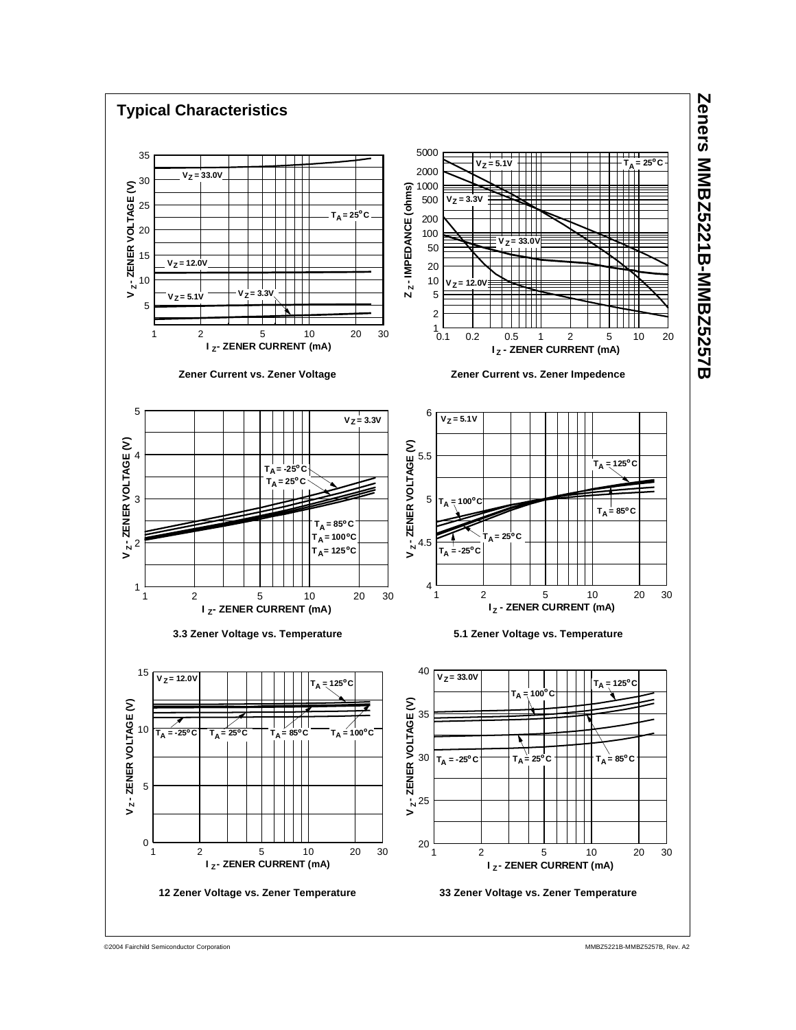## Typical Characteristics

Zener Current vs. Zener Voltage

Zener Current vs. Zener Impedence

3.3 Zener Voltage vs. Temperature

5.1 Zener Voltage vs. Temperature

12 Zener Voltage vs. Zener Temperature

33 Zener Voltage vs. Zener Temperature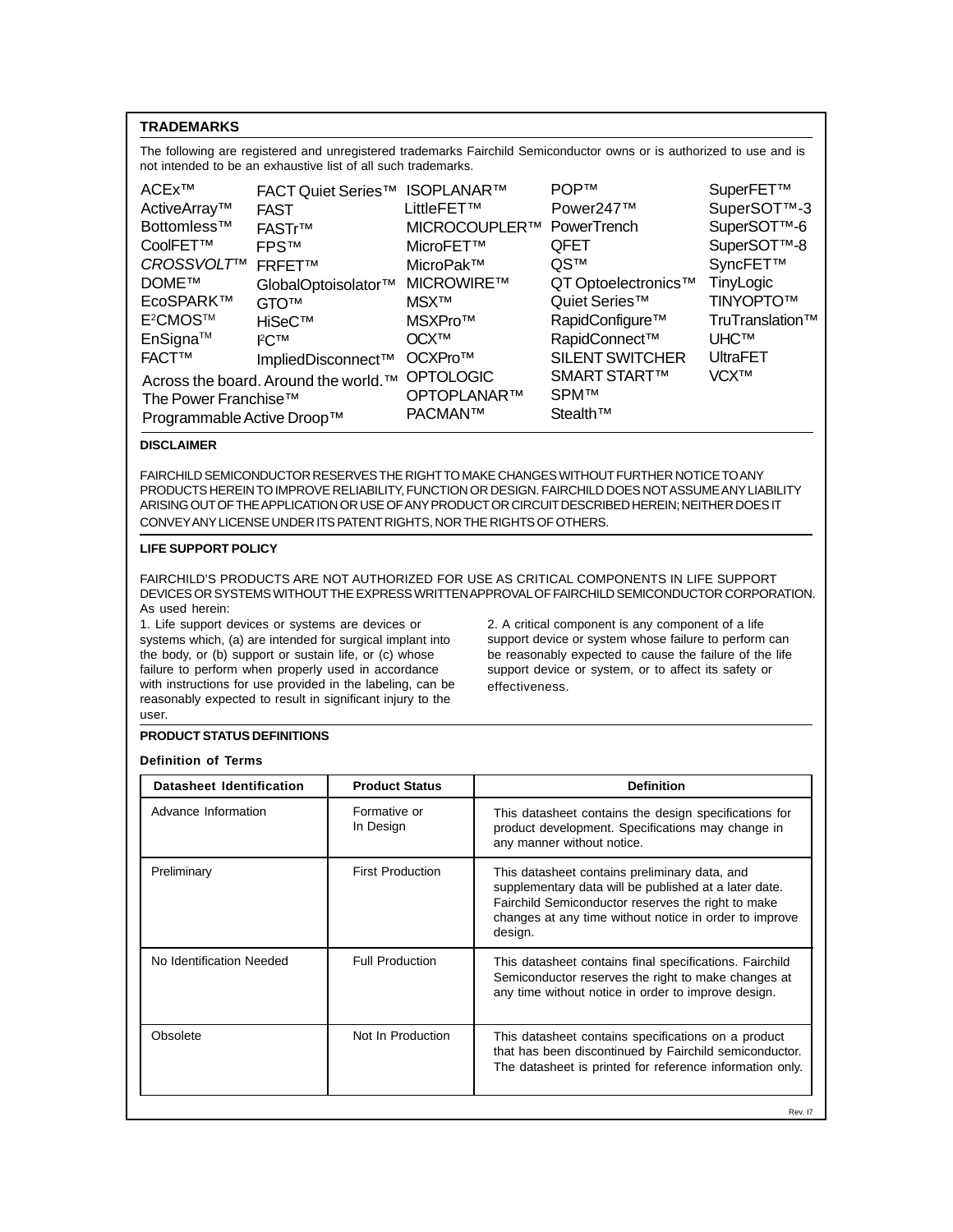## TRADEMARKS

The following are registered and unregistered trademarks Fairchild Semiconductor owns or is authorized to use and is not intended to be an exhaustive list of all such trademarks.

| | | | | |
|---|---|---|---|---|
| ACEx™ | FACT Quiet Series™ | ISOPLANAR™ | POP™ | SuperFET™ |
| ActiveArray™ | FAST | LittleFET™ | Power247™ | SuperSOT™-3 |
| Bottomless™ | FASTr™ | MICROCOUPLER™ | PowerTrench | SuperSOT™-6 |
| CoolFET™ | FPS™ | MicroFET™ | QFET | SuperSOT™-8 |
| *CROSSVOLT*™ | FRFET™ | MicroPak™ | QS™ | SyncFET™ |
| DOME™ | GlobalOptoisolator™ | MICROWIRE™ | QT Optoelectronics™ | TinyLogic |
| EcoSPARK™ | GTO™ | MSX™ | Quiet Series™ | TINYOPTO™ |
| $E^2CMOS$™ | HiSeC™ | MSXPro™ | RapidConfigure™ | TruTranslation™ |
| EnSigna™ | $I^2C$™ | OCX™ | RapidConnect™ | UHC™ |
| FACT™ | ImpliedDisconnect™ | OCXPro™ | SILENT SWITCHER | UltraFET |
| Across the board. Around the world.™ | | OPTOLOGIC | SMART START™ | VCX™ |
| The Power Franchise™ | | OPTOPLANAR™ | SPM™ | |
| Programmable Active Droop™ | | PACMAN™ | Stealth™ | |

### DISCLAIMER

FAIRCHILD SEMICONDUCTOR RESERVES THE RIGHT TO MAKE CHANGES WITHOUT FURTHER NOTICE TO ANY PRODUCTS HEREIN TO IMPROVE RELIABILITY, FUNCTION OR DESIGN. FAIRCHILD DOES NOT ASSUME ANY LIABILITY ARISING OUT OF THE APPLICATION OR USE OF ANY PRODUCT OR CIRCUIT DESCRIBED HEREIN; NEITHER DOES IT CONVEY ANY LICENSE UNDER ITS PATENT RIGHTS, NOR THE RIGHTS OF OTHERS.

### LIFE SUPPORT POLICY

FAIRCHILD'S PRODUCTS ARE NOT AUTHORIZED FOR USE AS CRITICAL COMPONENTS IN LIFE SUPPORT DEVICES OR SYSTEMS WITHOUT THE EXPRESS WRITTEN APPROVAL OF FAIRCHILD SEMICONDUCTOR CORPORATION. As used herein:

1. Life support devices or systems are devices or systems which, (a) are intended for surgical implant into the body, or (b) support or sustain life, or (c) whose failure to perform when properly used in accordance with instructions for use provided in the labeling, can be reasonably expected to result in significant injury to the user.

2. A critical component is any component of a life support device or system whose failure to perform can be reasonably expected to cause the failure of the life support device or system, or to affect its safety or effectiveness.

### PRODUCT STATUS DEFINITIONS

**Definition of Terms**

| Datasheet Identification | Product Status | Definition |
|---|---|---|
| Advance Information | Formative or In Design | This datasheet contains the design specifications for product development. Specifications may change in any manner without notice. |
| Preliminary | First Production | This datasheet contains preliminary data, and supplementary data will be published at a later date. Fairchild Semiconductor reserves the right to make changes at any time without notice in order to improve design. |
| No Identification Needed | Full Production | This datasheet contains final specifications. Fairchild Semiconductor reserves the right to make changes at any time without notice in order to improve design. |
| Obsolete | Not In Production | This datasheet contains specifications on a product that has been discontinued by Fairchild semiconductor. The datasheet is printed for reference information only. |

Rev. I7